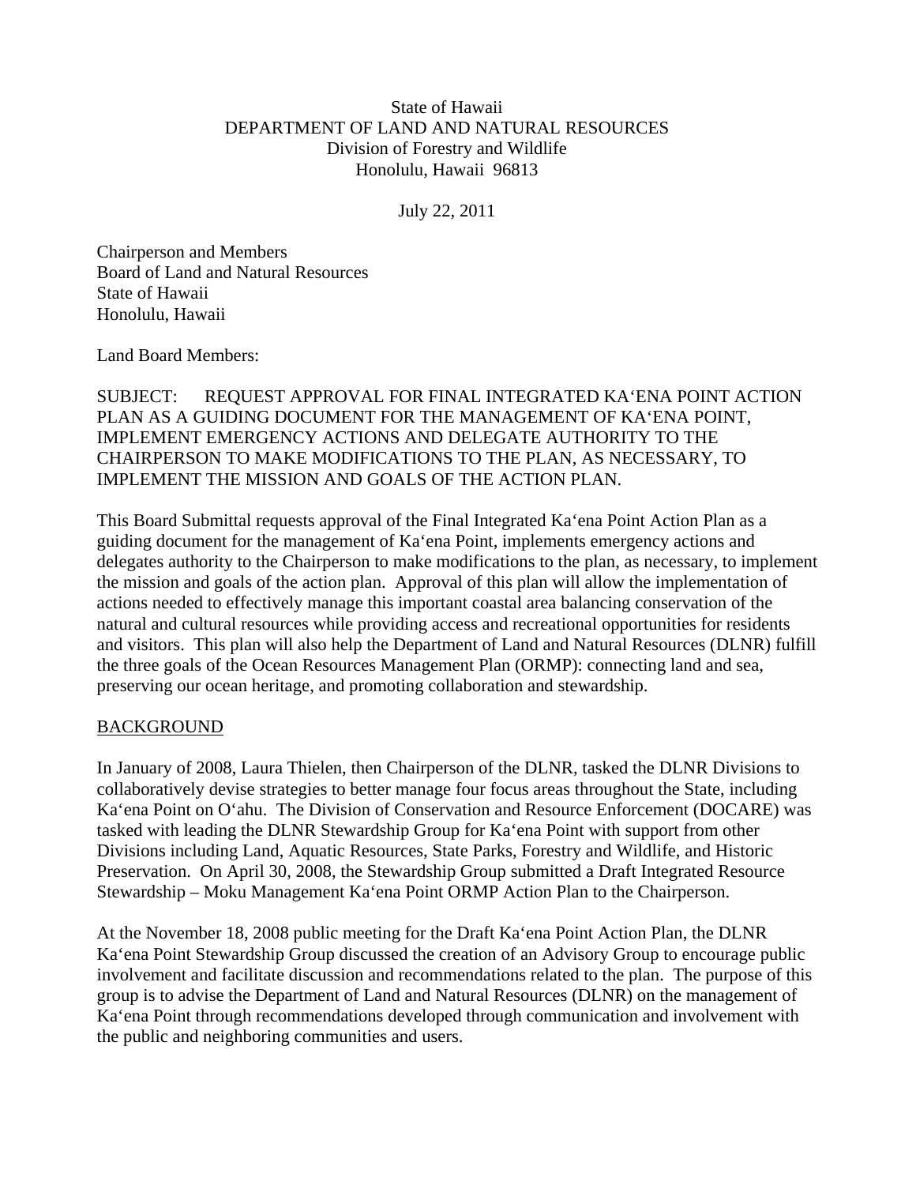State of Hawaii
DEPARTMENT OF LAND AND NATURAL RESOURCES
Division of Forestry and Wildlife
Honolulu, Hawaii 96813

July 22, 2011

Chairperson and Members
Board of Land and Natural Resources
State of Hawaii
Honolulu, Hawaii

Land Board Members:

SUBJECT: REQUEST APPROVAL FOR FINAL INTEGRATED KAʻENA POINT ACTION PLAN AS A GUIDING DOCUMENT FOR THE MANAGEMENT OF KAʻENA POINT, IMPLEMENT EMERGENCY ACTIONS AND DELEGATE AUTHORITY TO THE CHAIRPERSON TO MAKE MODIFICATIONS TO THE PLAN, AS NECESSARY, TO IMPLEMENT THE MISSION AND GOALS OF THE ACTION PLAN.

This Board Submittal requests approval of the Final Integrated Kaʻena Point Action Plan as a guiding document for the management of Kaʻena Point, implements emergency actions and delegates authority to the Chairperson to make modifications to the plan, as necessary, to implement the mission and goals of the action plan. Approval of this plan will allow the implementation of actions needed to effectively manage this important coastal area balancing conservation of the natural and cultural resources while providing access and recreational opportunities for residents and visitors. This plan will also help the Department of Land and Natural Resources (DLNR) fulfill the three goals of the Ocean Resources Management Plan (ORMP): connecting land and sea, preserving our ocean heritage, and promoting collaboration and stewardship.

## BACKGROUND

In January of 2008, Laura Thielen, then Chairperson of the DLNR, tasked the DLNR Divisions to collaboratively devise strategies to better manage four focus areas throughout the State, including Kaʻena Point on Oʻahu. The Division of Conservation and Resource Enforcement (DOCARE) was tasked with leading the DLNR Stewardship Group for Kaʻena Point with support from other Divisions including Land, Aquatic Resources, State Parks, Forestry and Wildlife, and Historic Preservation. On April 30, 2008, the Stewardship Group submitted a Draft Integrated Resource Stewardship – Moku Management Kaʻena Point ORMP Action Plan to the Chairperson.

At the November 18, 2008 public meeting for the Draft Kaʻena Point Action Plan, the DLNR Kaʻena Point Stewardship Group discussed the creation of an Advisory Group to encourage public involvement and facilitate discussion and recommendations related to the plan. The purpose of this group is to advise the Department of Land and Natural Resources (DLNR) on the management of Kaʻena Point through recommendations developed through communication and involvement with the public and neighboring communities and users.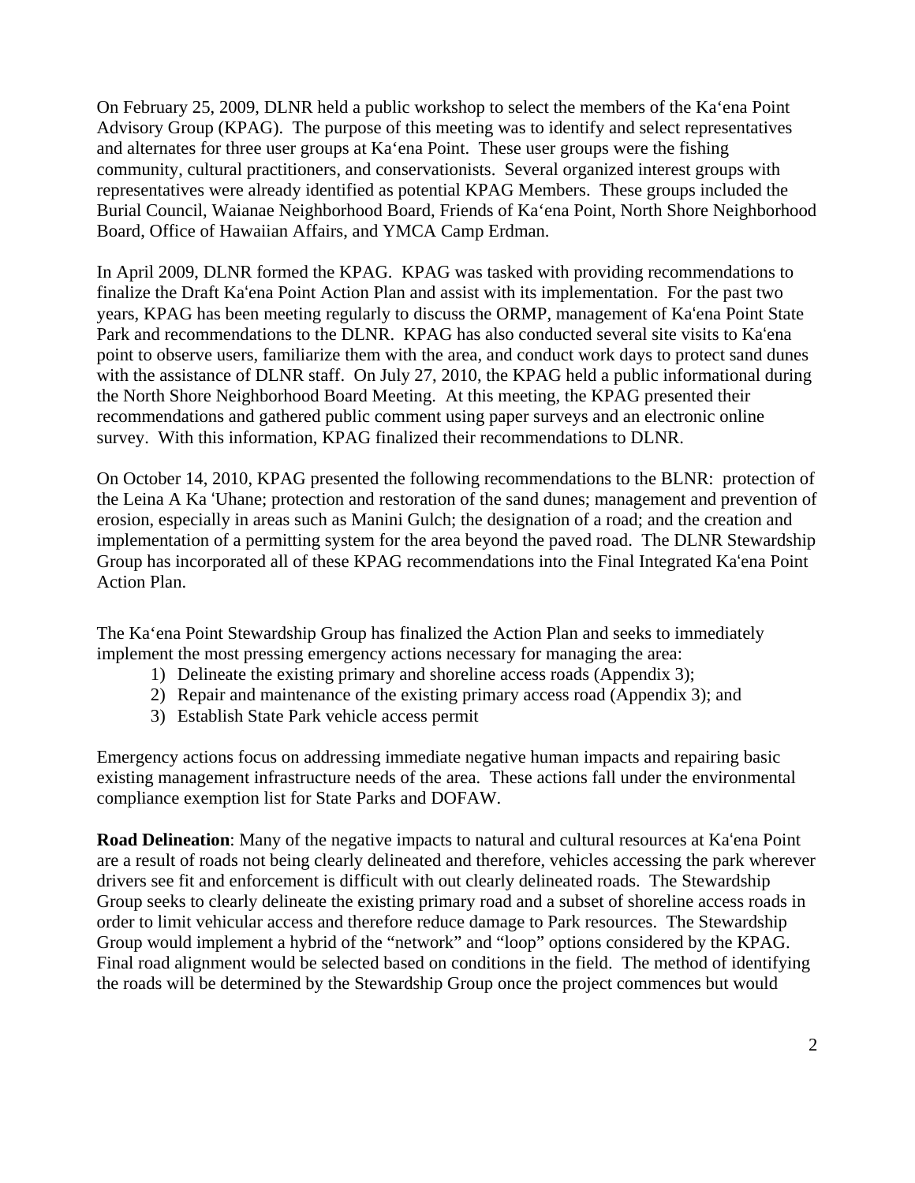On February 25, 2009, DLNR held a public workshop to select the members of the Kaʻena Point Advisory Group (KPAG). The purpose of this meeting was to identify and select representatives and alternates for three user groups at Kaʻena Point. These user groups were the fishing community, cultural practitioners, and conservationists. Several organized interest groups with representatives were already identified as potential KPAG Members. These groups included the Burial Council, Waianae Neighborhood Board, Friends of Kaʻena Point, North Shore Neighborhood Board, Office of Hawaiian Affairs, and YMCA Camp Erdman.

In April 2009, DLNR formed the KPAG. KPAG was tasked with providing recommendations to finalize the Draft Kaʻena Point Action Plan and assist with its implementation. For the past two years, KPAG has been meeting regularly to discuss the ORMP, management of Kaʻena Point State Park and recommendations to the DLNR. KPAG has also conducted several site visits to Kaʻena point to observe users, familiarize them with the area, and conduct work days to protect sand dunes with the assistance of DLNR staff. On July 27, 2010, the KPAG held a public informational during the North Shore Neighborhood Board Meeting. At this meeting, the KPAG presented their recommendations and gathered public comment using paper surveys and an electronic online survey. With this information, KPAG finalized their recommendations to DLNR.

On October 14, 2010, KPAG presented the following recommendations to the BLNR: protection of the Leina A Ka ʻUhane; protection and restoration of the sand dunes; management and prevention of erosion, especially in areas such as Manini Gulch; the designation of a road; and the creation and implementation of a permitting system for the area beyond the paved road. The DLNR Stewardship Group has incorporated all of these KPAG recommendations into the Final Integrated Kaʻena Point Action Plan.

The Kaʻena Point Stewardship Group has finalized the Action Plan and seeks to immediately implement the most pressing emergency actions necessary for managing the area:

1) Delineate the existing primary and shoreline access roads (Appendix 3);
2) Repair and maintenance of the existing primary access road (Appendix 3); and
3) Establish State Park vehicle access permit

Emergency actions focus on addressing immediate negative human impacts and repairing basic existing management infrastructure needs of the area. These actions fall under the environmental compliance exemption list for State Parks and DOFAW.

**Road Delineation**: Many of the negative impacts to natural and cultural resources at Kaʻena Point are a result of roads not being clearly delineated and therefore, vehicles accessing the park wherever drivers see fit and enforcement is difficult with out clearly delineated roads. The Stewardship Group seeks to clearly delineate the existing primary road and a subset of shoreline access roads in order to limit vehicular access and therefore reduce damage to Park resources. The Stewardship Group would implement a hybrid of the "network" and "loop" options considered by the KPAG. Final road alignment would be selected based on conditions in the field. The method of identifying the roads will be determined by the Stewardship Group once the project commences but would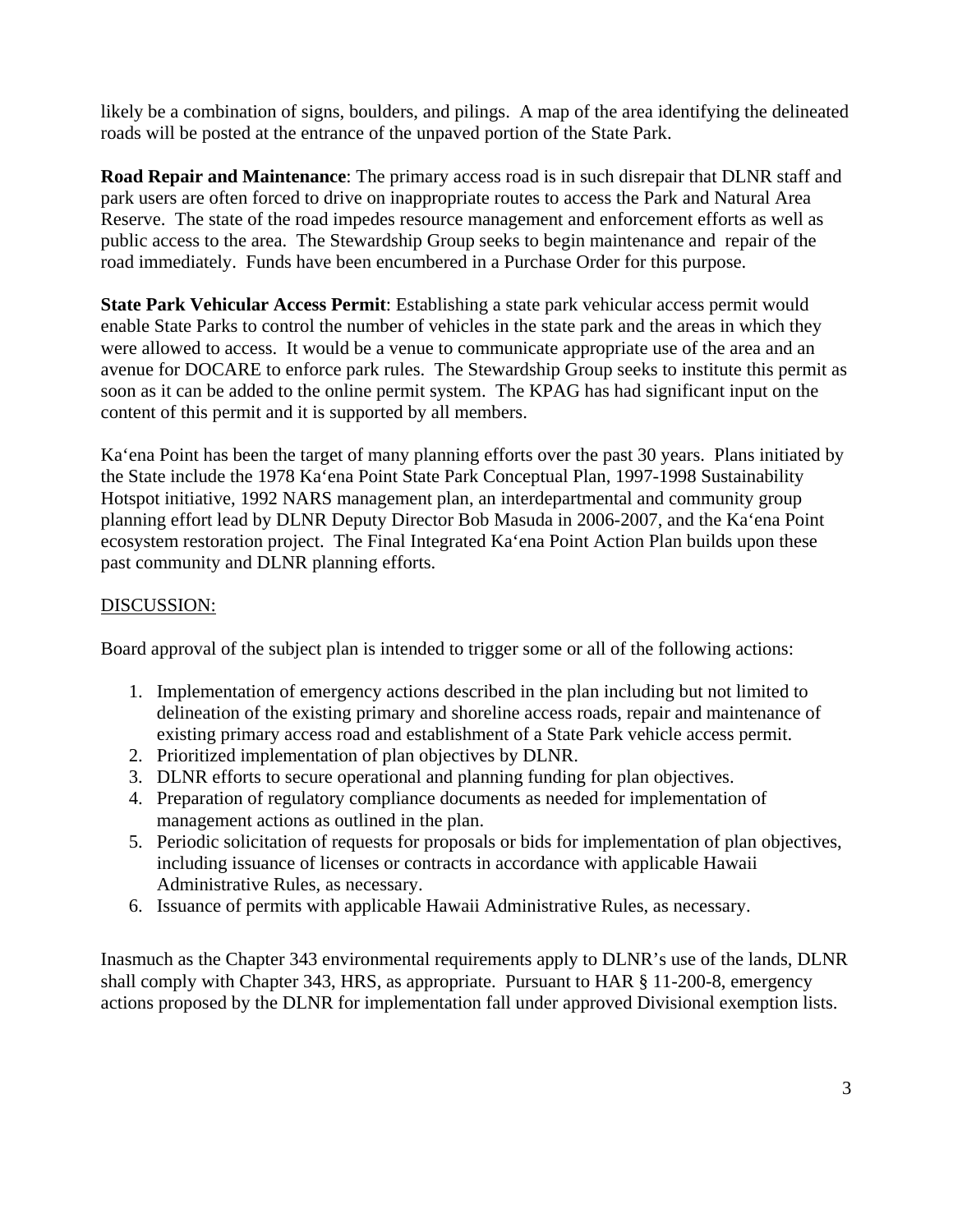likely be a combination of signs, boulders, and pilings. A map of the area identifying the delineated roads will be posted at the entrance of the unpaved portion of the State Park.

**Road Repair and Maintenance**: The primary access road is in such disrepair that DLNR staff and park users are often forced to drive on inappropriate routes to access the Park and Natural Area Reserve. The state of the road impedes resource management and enforcement efforts as well as public access to the area. The Stewardship Group seeks to begin maintenance and repair of the road immediately. Funds have been encumbered in a Purchase Order for this purpose.

**State Park Vehicular Access Permit**: Establishing a state park vehicular access permit would enable State Parks to control the number of vehicles in the state park and the areas in which they were allowed to access. It would be a venue to communicate appropriate use of the area and an avenue for DOCARE to enforce park rules. The Stewardship Group seeks to institute this permit as soon as it can be added to the online permit system. The KPAG has had significant input on the content of this permit and it is supported by all members.

Ka'ena Point has been the target of many planning efforts over the past 30 years. Plans initiated by the State include the 1978 Ka'ena Point State Park Conceptual Plan, 1997-1998 Sustainability Hotspot initiative, 1992 NARS management plan, an interdepartmental and community group planning effort lead by DLNR Deputy Director Bob Masuda in 2006-2007, and the Ka'ena Point ecosystem restoration project. The Final Integrated Ka'ena Point Action Plan builds upon these past community and DLNR planning efforts.

## DISCUSSION:

Board approval of the subject plan is intended to trigger some or all of the following actions:

1. Implementation of emergency actions described in the plan including but not limited to delineation of the existing primary and shoreline access roads, repair and maintenance of existing primary access road and establishment of a State Park vehicle access permit.
2. Prioritized implementation of plan objectives by DLNR.
3. DLNR efforts to secure operational and planning funding for plan objectives.
4. Preparation of regulatory compliance documents as needed for implementation of management actions as outlined in the plan.
5. Periodic solicitation of requests for proposals or bids for implementation of plan objectives, including issuance of licenses or contracts in accordance with applicable Hawaii Administrative Rules, as necessary.
6. Issuance of permits with applicable Hawaii Administrative Rules, as necessary.

Inasmuch as the Chapter 343 environmental requirements apply to DLNR's use of the lands, DLNR shall comply with Chapter 343, HRS, as appropriate. Pursuant to HAR § 11-200-8, emergency actions proposed by the DLNR for implementation fall under approved Divisional exemption lists.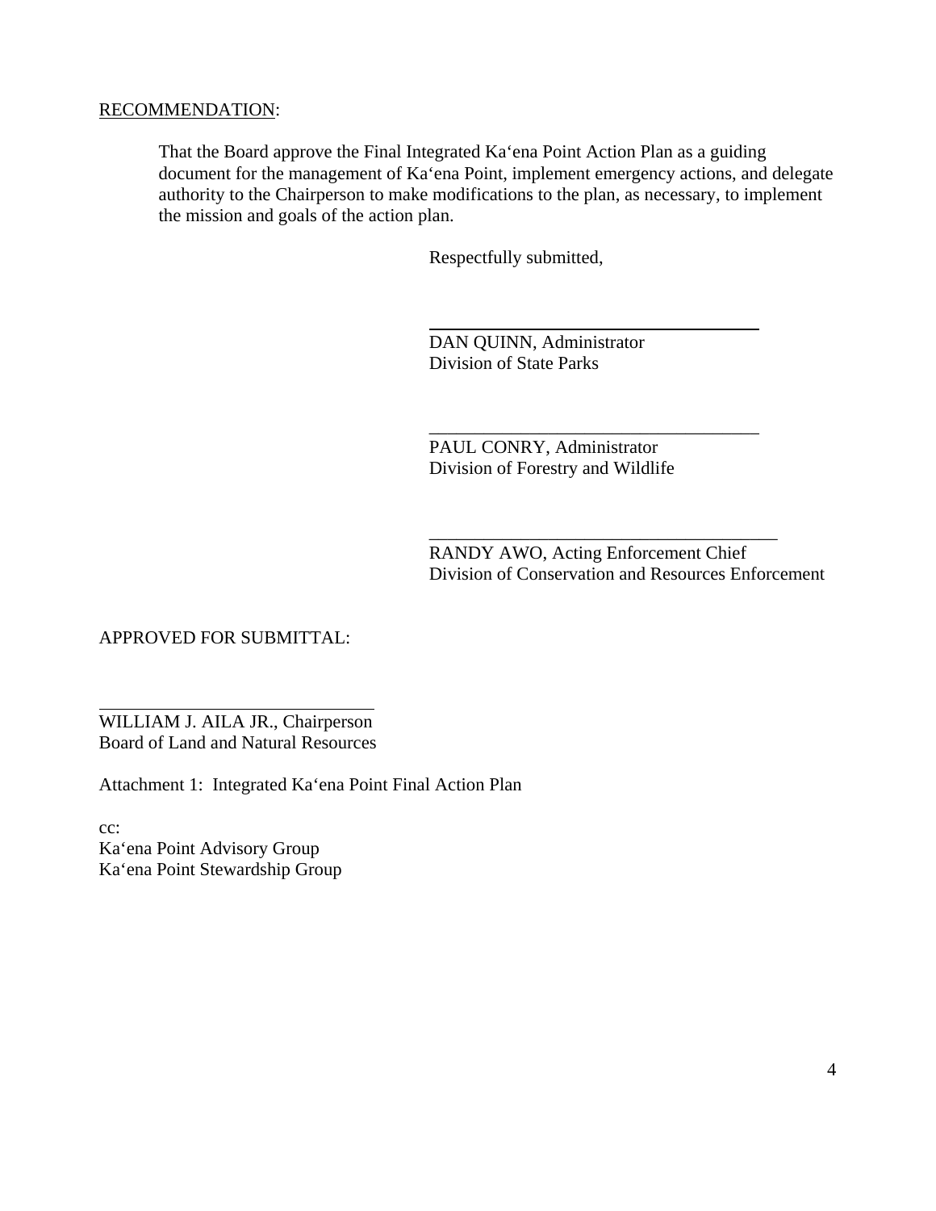RECOMMENDATION:

That the Board approve the Final Integrated Ka'ena Point Action Plan as a guiding document for the management of Ka'ena Point, implement emergency actions, and delegate authority to the Chairperson to make modifications to the plan, as necessary, to implement the mission and goals of the action plan.

Respectfully submitted,

DAN QUINN, Administrator
Division of State Parks

PAUL CONRY, Administrator
Division of Forestry and Wildlife

RANDY AWO, Acting Enforcement Chief
Division of Conservation and Resources Enforcement

APPROVED FOR SUBMITTAL:

WILLIAM J. AILA JR., Chairperson
Board of Land and Natural Resources

Attachment 1: Integrated Ka'ena Point Final Action Plan

cc:
Ka'ena Point Advisory Group
Ka'ena Point Stewardship Group